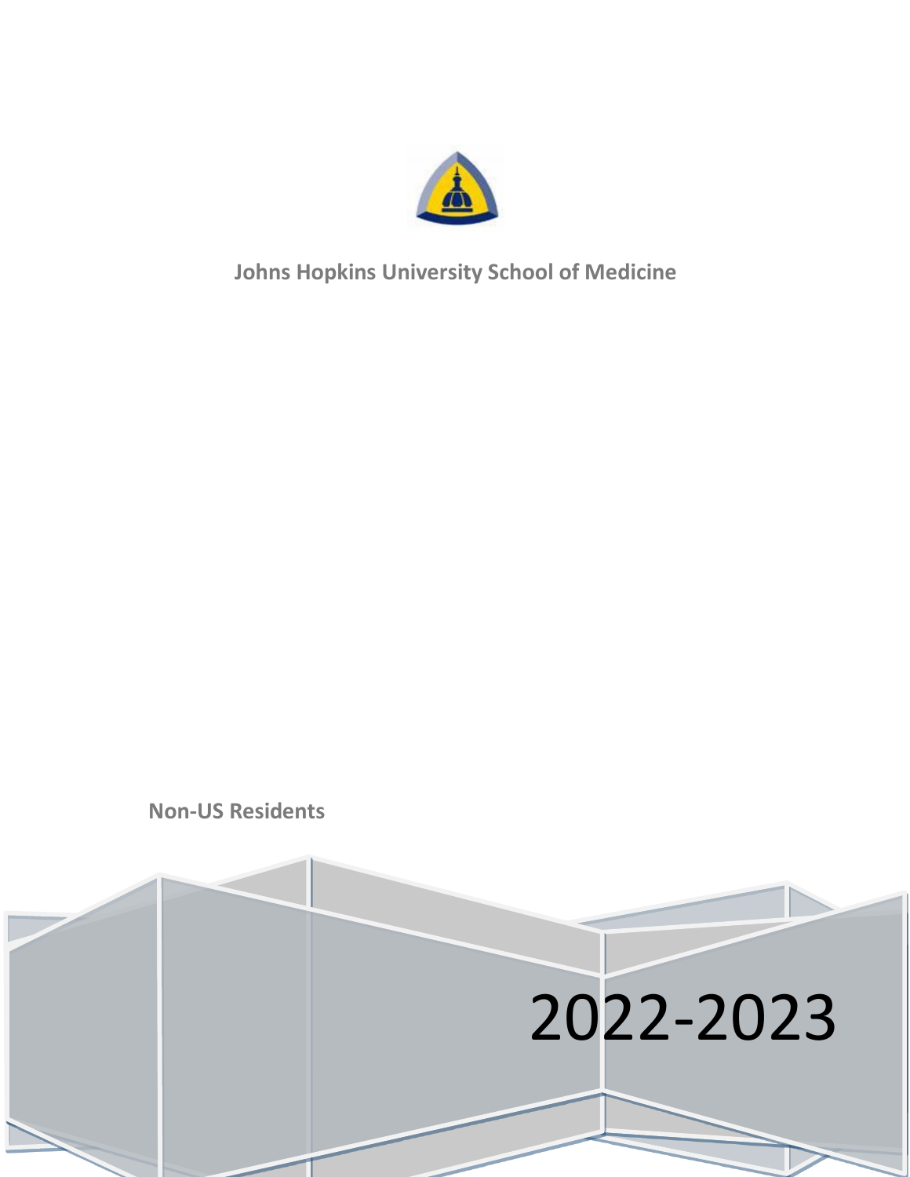# Johns Hopkins University School of Medicine

**Non-US Residents**

2022-2023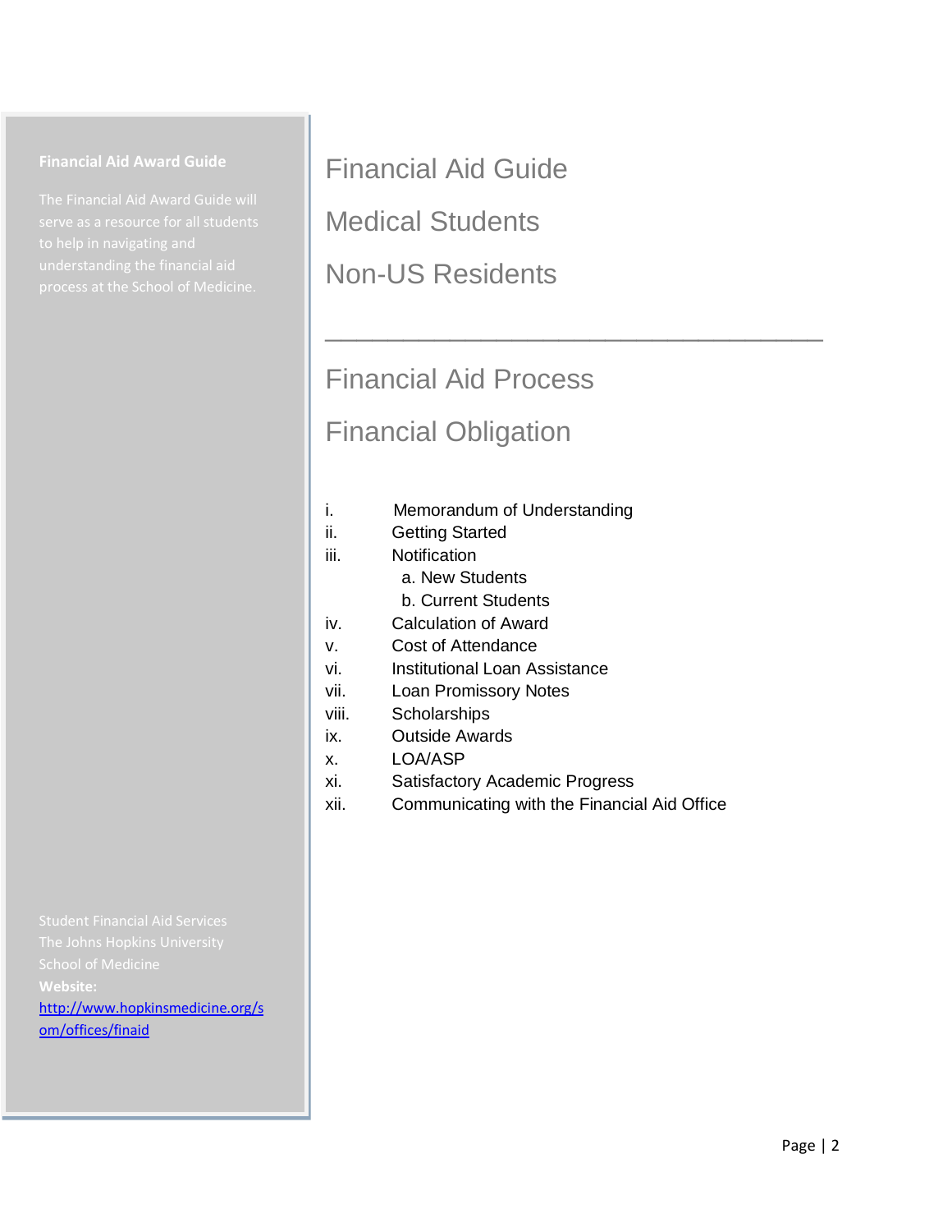**Financial Aid Award Guide**

The Financial Aid Award Guide will serve as a resource for all students to help in navigating and understanding the financial aid process at the School of Medicine.

# Financial Aid Guide

# Medical Students

# Non-US Residents

---

## Financial Aid Process

## Financial Obligation

- i. Memorandum of Understanding
- ii. Getting Started
- iii. Notification
  - a. New Students
  - b. Current Students
- iv. Calculation of Award
- v. Cost of Attendance
- vi. Institutional Loan Assistance
- vii. Loan Promissory Notes
- viii. Scholarships
- ix. Outside Awards
- x. LOA/ASP
- xi. Satisfactory Academic Progress
- xii. Communicating with the Financial Aid Office

Student Financial Aid Services
The Johns Hopkins University
School of Medicine
**Website:**
http://www.hopkinsmedicine.org/som/offices/finaid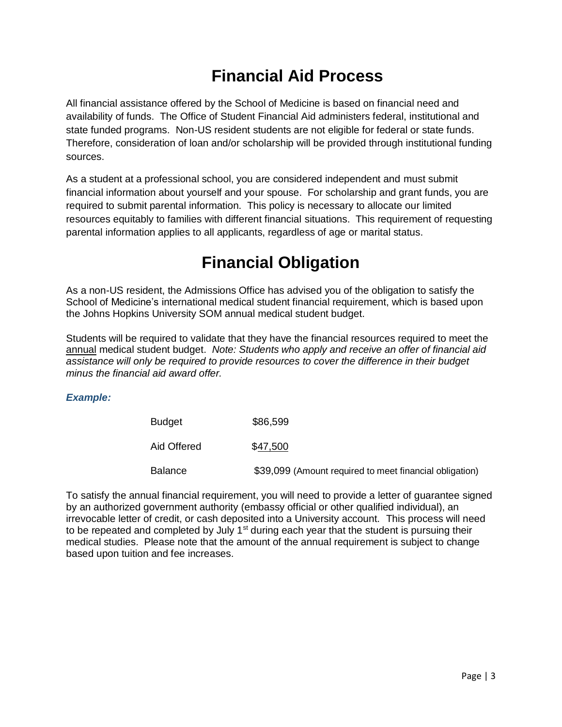# Financial Aid Process

All financial assistance offered by the School of Medicine is based on financial need and availability of funds. The Office of Student Financial Aid administers federal, institutional and state funded programs. Non-US resident students are not eligible for federal or state funds. Therefore, consideration of loan and/or scholarship will be provided through institutional funding sources.

As a student at a professional school, you are considered independent and must submit financial information about yourself and your spouse. For scholarship and grant funds, you are required to submit parental information. This policy is necessary to allocate our limited resources equitably to families with different financial situations. This requirement of requesting parental information applies to all applicants, regardless of age or marital status.

# Financial Obligation

As a non-US resident, the Admissions Office has advised you of the obligation to satisfy the School of Medicine's international medical student financial requirement, which is based upon the Johns Hopkins University SOM annual medical student budget.

Students will be required to validate that they have the financial resources required to meet the annual medical student budget. *Note: Students who apply and receive an offer of financial aid assistance will only be required to provide resources to cover the difference in their budget minus the financial aid award offer.*

***Example:***

| | |
|---|---|
| Budget | $86,599 |
| Aid Offered | $47,500 |
| Balance | $39,099 (Amount required to meet financial obligation) |

To satisfy the annual financial requirement, you will need to provide a letter of guarantee signed by an authorized government authority (embassy official or other qualified individual), an irrevocable letter of credit, or cash deposited into a University account. This process will need to be repeated and completed by July 1st during each year that the student is pursuing their medical studies. Please note that the amount of the annual requirement is subject to change based upon tuition and fee increases.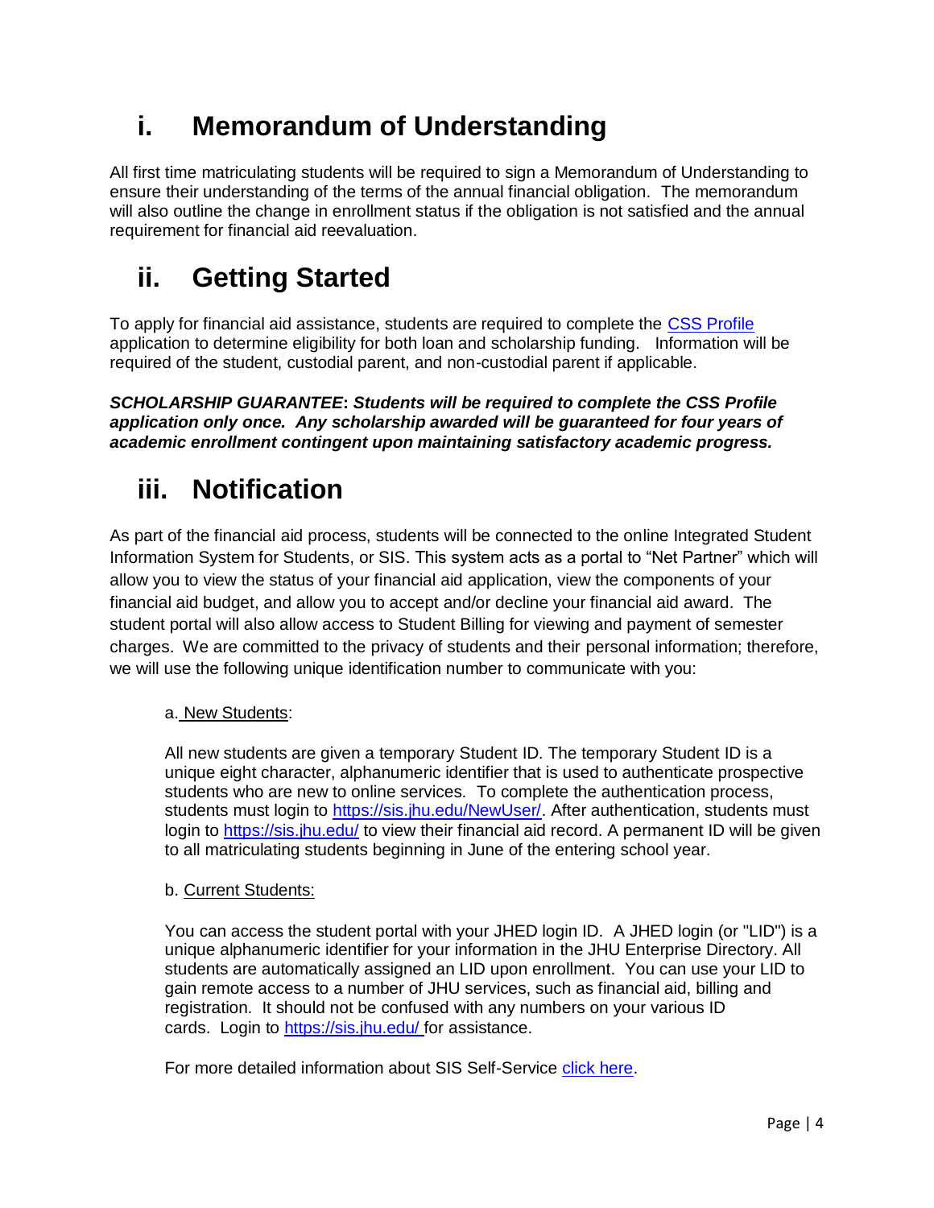# i. Memorandum of Understanding

All first time matriculating students will be required to sign a Memorandum of Understanding to ensure their understanding of the terms of the annual financial obligation. The memorandum will also outline the change in enrollment status if the obligation is not satisfied and the annual requirement for financial aid reevaluation.

# ii. Getting Started

To apply for financial aid assistance, students are required to complete the [CSS Profile] application to determine eligibility for both loan and scholarship funding. Information will be required of the student, custodial parent, and non-custodial parent if applicable.

***SCHOLARSHIP GUARANTEE: Students will be required to complete the CSS Profile application only once. Any scholarship awarded will be guaranteed for four years of academic enrollment contingent upon maintaining satisfactory academic progress.***

# iii. Notification

As part of the financial aid process, students will be connected to the online Integrated Student Information System for Students, or SIS. This system acts as a portal to "Net Partner" which will allow you to view the status of your financial aid application, view the components of your financial aid budget, and allow you to accept and/or decline your financial aid award. The student portal will also allow access to Student Billing for viewing and payment of semester charges. We are committed to the privacy of students and their personal information; therefore, we will use the following unique identification number to communicate with you:

a. New Students:

All new students are given a temporary Student ID. The temporary Student ID is a unique eight character, alphanumeric identifier that is used to authenticate prospective students who are new to online services. To complete the authentication process, students must login to https://sis.jhu.edu/NewUser/. After authentication, students must login to https://sis.jhu.edu/ to view their financial aid record. A permanent ID will be given to all matriculating students beginning in June of the entering school year.

b. Current Students:

You can access the student portal with your JHED login ID. A JHED login (or "LID") is a unique alphanumeric identifier for your information in the JHU Enterprise Directory. All students are automatically assigned an LID upon enrollment. You can use your LID to gain remote access to a number of JHU services, such as financial aid, billing and registration. It should not be confused with any numbers on your various ID cards. Login to https://sis.jhu.edu/ for assistance.

For more detailed information about SIS Self-Service click here.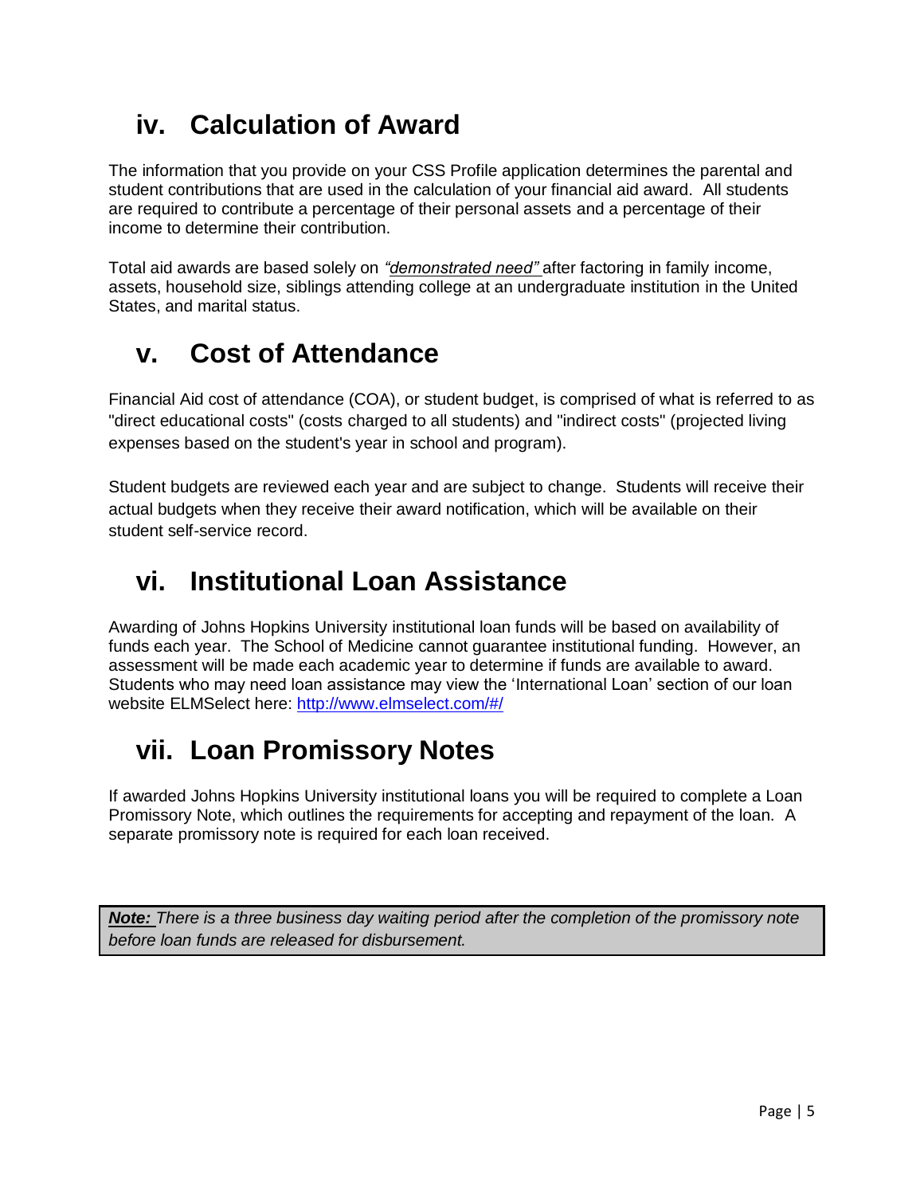## iv. Calculation of Award

The information that you provide on your CSS Profile application determines the parental and student contributions that are used in the calculation of your financial aid award. All students are required to contribute a percentage of their personal assets and a percentage of their income to determine their contribution.

Total aid awards are based solely on *"demonstrated need"* after factoring in family income, assets, household size, siblings attending college at an undergraduate institution in the United States, and marital status.

## v. Cost of Attendance

Financial Aid cost of attendance (COA), or student budget, is comprised of what is referred to as "direct educational costs" (costs charged to all students) and "indirect costs" (projected living expenses based on the student's year in school and program).

Student budgets are reviewed each year and are subject to change. Students will receive their actual budgets when they receive their award notification, which will be available on their student self-service record.

## vi. Institutional Loan Assistance

Awarding of Johns Hopkins University institutional loan funds will be based on availability of funds each year. The School of Medicine cannot guarantee institutional funding. However, an assessment will be made each academic year to determine if funds are available to award. Students who may need loan assistance may view the 'International Loan' section of our loan website ELMSelect here: [http://www.elmselect.com/#/](http://www.elmselect.com/#/)

## vii. Loan Promissory Notes

If awarded Johns Hopkins University institutional loans you will be required to complete a Loan Promissory Note, which outlines the requirements for accepting and repayment of the loan. A separate promissory note is required for each loan received.

> ***Note:*** *There is a three business day waiting period after the completion of the promissory note before loan funds are released for disbursement.*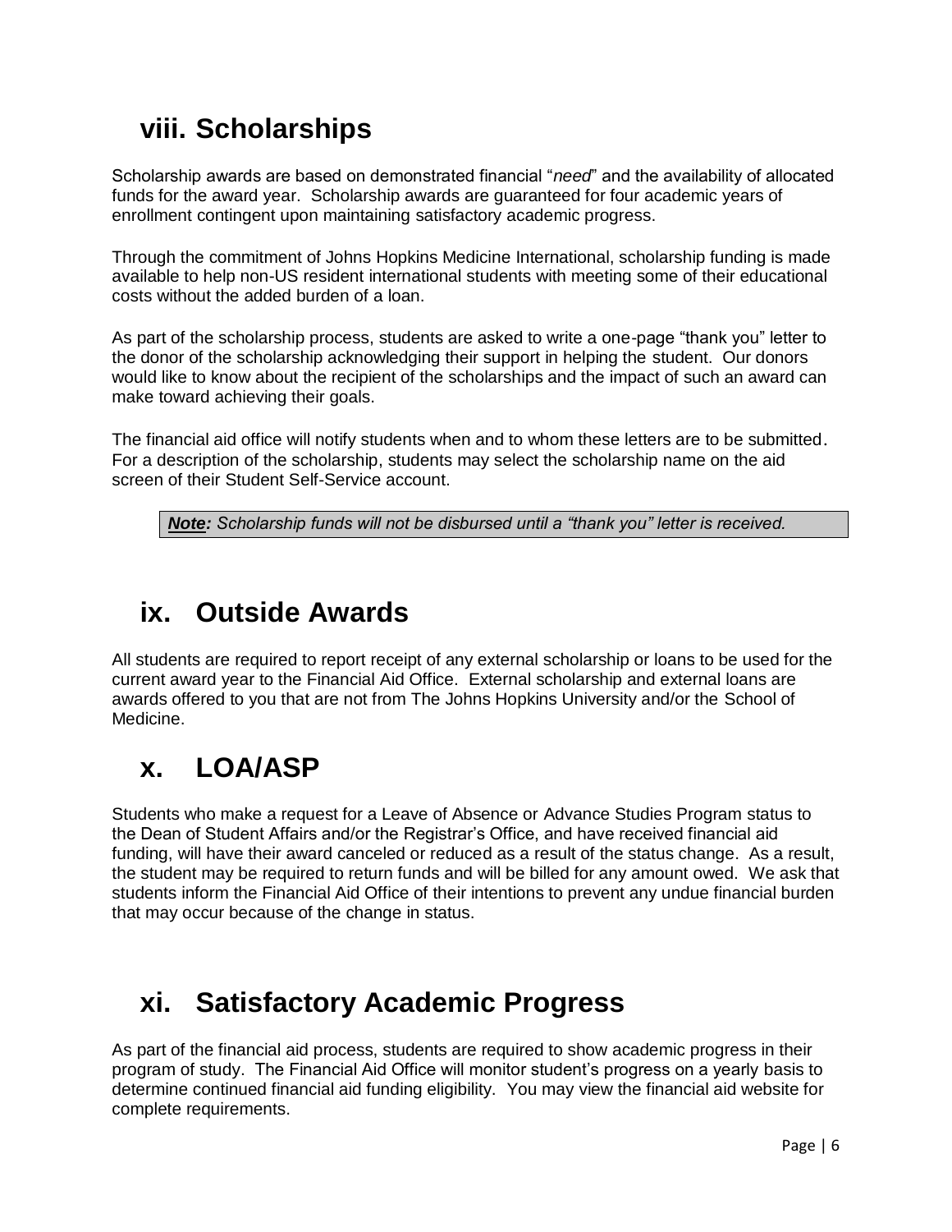## viii. Scholarships

Scholarship awards are based on demonstrated financial "*need*" and the availability of allocated funds for the award year. Scholarship awards are guaranteed for four academic years of enrollment contingent upon maintaining satisfactory academic progress.

Through the commitment of Johns Hopkins Medicine International, scholarship funding is made available to help non-US resident international students with meeting some of their educational costs without the added burden of a loan.

As part of the scholarship process, students are asked to write a one-page "thank you" letter to the donor of the scholarship acknowledging their support in helping the student. Our donors would like to know about the recipient of the scholarships and the impact of such an award can make toward achieving their goals.

The financial aid office will notify students when and to whom these letters are to be submitted. For a description of the scholarship, students may select the scholarship name on the aid screen of their Student Self-Service account.

> ***Note:*** *Scholarship funds will not be disbursed until a "thank you" letter is received.*

## ix. Outside Awards

All students are required to report receipt of any external scholarship or loans to be used for the current award year to the Financial Aid Office. External scholarship and external loans are awards offered to you that are not from The Johns Hopkins University and/or the School of Medicine.

## x. LOA/ASP

Students who make a request for a Leave of Absence or Advance Studies Program status to the Dean of Student Affairs and/or the Registrar's Office, and have received financial aid funding, will have their award canceled or reduced as a result of the status change. As a result, the student may be required to return funds and will be billed for any amount owed. We ask that students inform the Financial Aid Office of their intentions to prevent any undue financial burden that may occur because of the change in status.

## xi. Satisfactory Academic Progress

As part of the financial aid process, students are required to show academic progress in their program of study. The Financial Aid Office will monitor student's progress on a yearly basis to determine continued financial aid funding eligibility. You may view the financial aid website for complete requirements.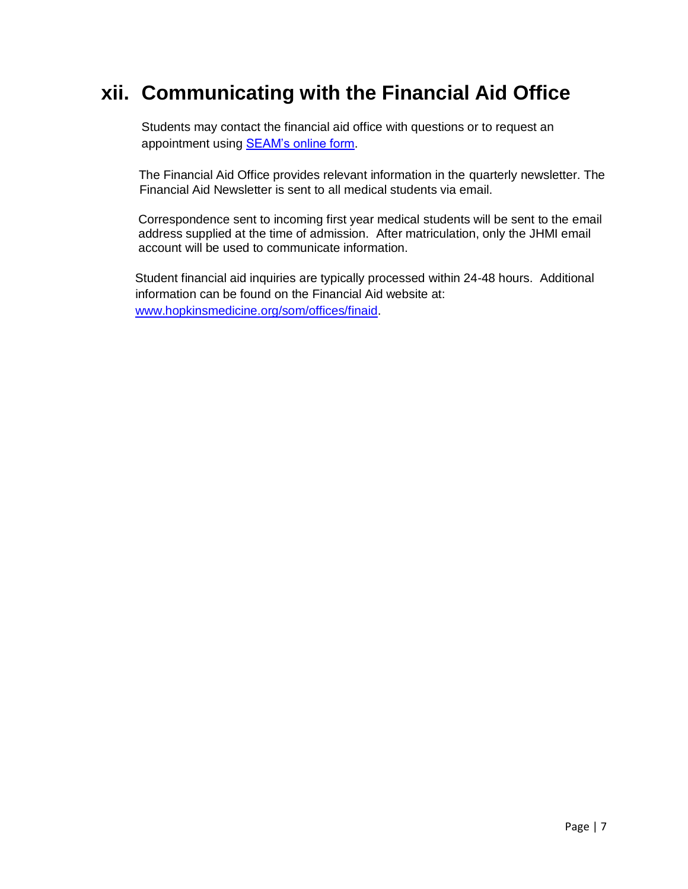## xii. Communicating with the Financial Aid Office

Students may contact the financial aid office with questions or to request an appointment using [SEAM's online form](#).

The Financial Aid Office provides relevant information in the quarterly newsletter. The Financial Aid Newsletter is sent to all medical students via email.

Correspondence sent to incoming first year medical students will be sent to the email address supplied at the time of admission. After matriculation, only the JHMI email account will be used to communicate information.

Student financial aid inquiries are typically processed within 24-48 hours. Additional information can be found on the Financial Aid website at: [www.hopkinsmedicine.org/som/offices/finaid](http://www.hopkinsmedicine.org/som/offices/finaid).